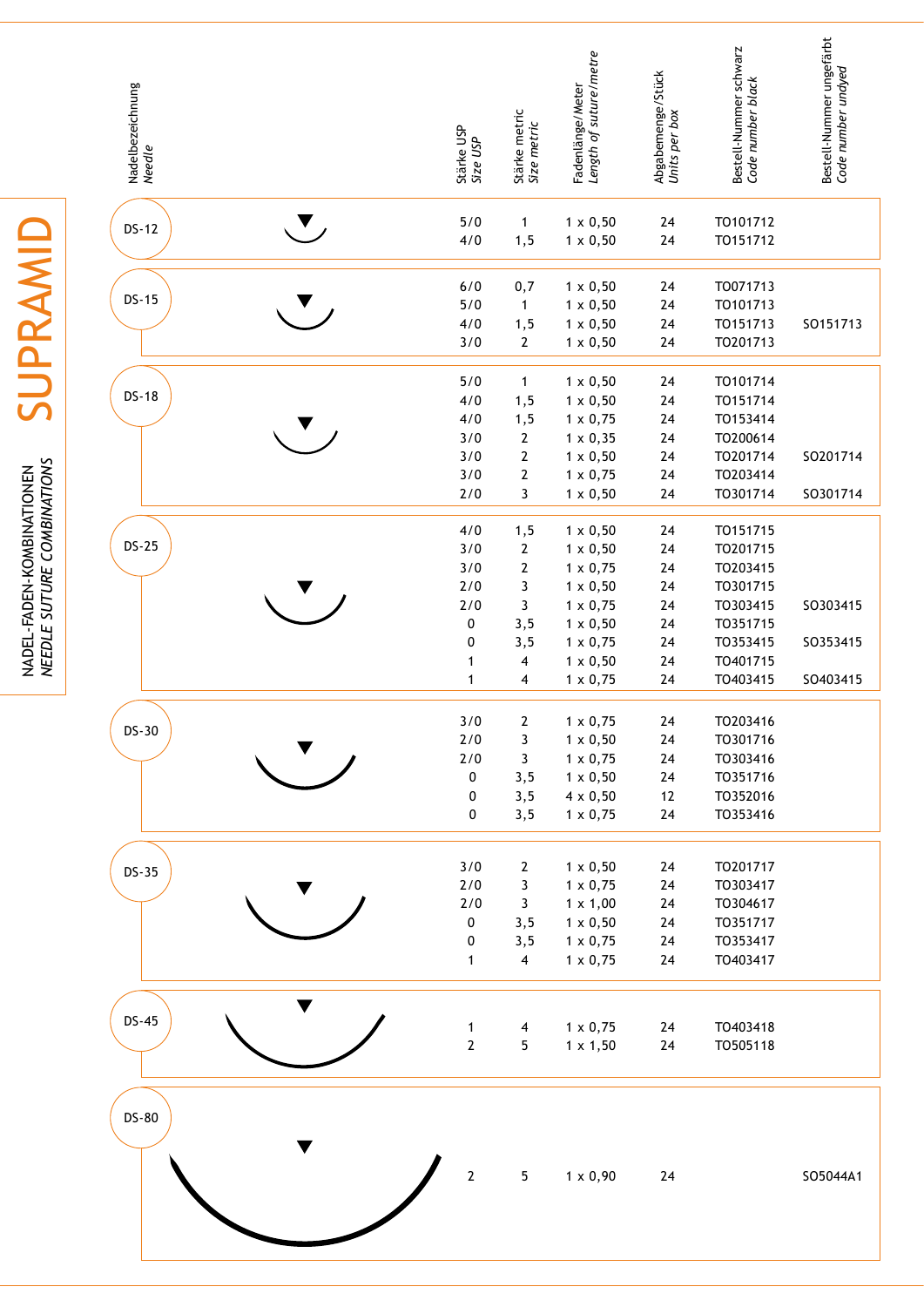# SUPRAMID

## NADEL-FADEN-KOMBINATIONEN
*NEEDLE SUTURE COMBINATIONS*

| Nadelbezeichnung *Needle* | Stärke USP *Size USP* | Stärke metric *Size metric* | Fadenlänge/Meter *Length of suture/metre* | Abgabemenge/Stück *Units per box* | Bestell-Nummer schwarz *Code number black* | Bestell-Nummer ungefärbt *Code number undyed* |
|---|---|---|---|---|---|---|
| DS-12 | 5/0 | 1 | 1 x 0,50 | 24 | TO101712 | |
| | 4/0 | 1,5 | 1 x 0,50 | 24 | TO151712 | |
| DS-15 | 6/0 | 0,7 | 1 x 0,50 | 24 | TO071713 | |
| | 5/0 | 1 | 1 x 0,50 | 24 | TO101713 | |
| | 4/0 | 1,5 | 1 x 0,50 | 24 | TO151713 | SO151713 |
| | 3/0 | 2 | 1 x 0,50 | 24 | TO201713 | |
| DS-18 | 5/0 | 1 | 1 x 0,50 | 24 | TO101714 | |
| | 4/0 | 1,5 | 1 x 0,50 | 24 | TO151714 | |
| | 4/0 | 1,5 | 1 x 0,75 | 24 | TO153414 | |
| | 3/0 | 2 | 1 x 0,35 | 24 | TO200614 | |
| | 3/0 | 2 | 1 x 0,50 | 24 | TO201714 | SO201714 |
| | 3/0 | 2 | 1 x 0,75 | 24 | TO203414 | |
| | 2/0 | 3 | 1 x 0,50 | 24 | TO301714 | SO301714 |
| DS-25 | 4/0 | 1,5 | 1 x 0,50 | 24 | TO151715 | |
| | 3/0 | 2 | 1 x 0,50 | 24 | TO201715 | |
| | 3/0 | 2 | 1 x 0,75 | 24 | TO203415 | |
| | 2/0 | 3 | 1 x 0,50 | 24 | TO301715 | |
| | 2/0 | 3 | 1 x 0,75 | 24 | TO303415 | SO303415 |
| | 0 | 3,5 | 1 x 0,50 | 24 | TO351715 | |
| | 0 | 3,5 | 1 x 0,75 | 24 | TO353415 | SO353415 |
| | 1 | 4 | 1 x 0,50 | 24 | TO401715 | |
| | 1 | 4 | 1 x 0,75 | 24 | TO403415 | SO403415 |
| DS-30 | 3/0 | 2 | 1 x 0,75 | 24 | TO203416 | |
| | 2/0 | 3 | 1 x 0,50 | 24 | TO301716 | |
| | 2/0 | 3 | 1 x 0,75 | 24 | TO303416 | |
| | 0 | 3,5 | 1 x 0,50 | 24 | TO351716 | |
| | 0 | 3,5 | 4 x 0,50 | 12 | TO352016 | |
| | 0 | 3,5 | 1 x 0,75 | 24 | TO353416 | |
| DS-35 | 3/0 | 2 | 1 x 0,50 | 24 | TO201717 | |
| | 2/0 | 3 | 1 x 0,75 | 24 | TO303417 | |
| | 2/0 | 3 | 1 x 1,00 | 24 | TO304617 | |
| | 0 | 3,5 | 1 x 0,50 | 24 | TO351717 | |
| | 0 | 3,5 | 1 x 0,75 | 24 | TO353417 | |
| | 1 | 4 | 1 x 0,75 | 24 | TO403417 | |
| DS-45 | 1 | 4 | 1 x 0,75 | 24 | TO403418 | |
| | 2 | 5 | 1 x 1,50 | 24 | TO505118 | |
| DS-80 | 2 | 5 | 1 x 0,90 | 24 | | SO5044A1 |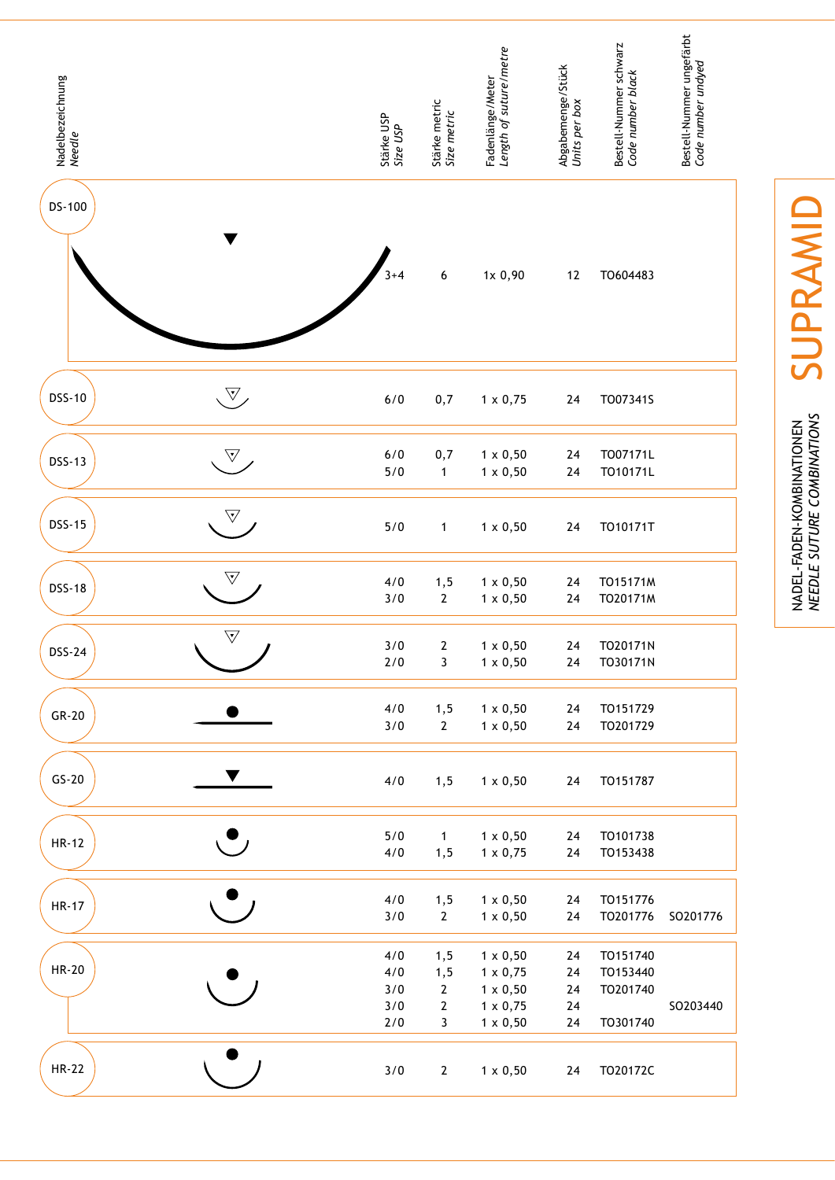# SUPRAMID

NADEL-FADEN-KOMBINATIONEN
*NEEDLE SUTURE COMBINATIONS*

| Nadelbezeichnung *Needle* | Stärke USP *Size USP* | Stärke metric *Size metric* | Fadenlänge/Meter *Length of suture/metre* | Abgabemenge/Stück *Units per box* | Bestell-Nummer schwarz *Code number black* | Bestell-Nummer ungefärbt *Code number undyed* |
|---|---|---|---|---|---|---|
| DS-100 | 3+4 | 6 | 1x 0,90 | 12 | TO604483 | |
| DSS-10 | 6/0 | 0,7 | 1 x 0,75 | 24 | TO07341S | |
| DSS-13 | 6/0 | 0,7 | 1 x 0,50 | 24 | TO07171L | |
| | 5/0 | 1 | 1 x 0,50 | 24 | TO10171L | |
| DSS-15 | 5/0 | 1 | 1 x 0,50 | 24 | TO10171T | |
| DSS-18 | 4/0 | 1,5 | 1 x 0,50 | 24 | TO15171M | |
| | 3/0 | 2 | 1 x 0,50 | 24 | TO20171M | |
| DSS-24 | 3/0 | 2 | 1 x 0,50 | 24 | TO20171N | |
| | 2/0 | 3 | 1 x 0,50 | 24 | TO30171N | |
| GR-20 | 4/0 | 1,5 | 1 x 0,50 | 24 | TO151729 | |
| | 3/0 | 2 | 1 x 0,50 | 24 | TO201729 | |
| GS-20 | 4/0 | 1,5 | 1 x 0,50 | 24 | TO151787 | |
| HR-12 | 5/0 | 1 | 1 x 0,50 | 24 | TO101738 | |
| | 4/0 | 1,5 | 1 x 0,75 | 24 | TO153438 | |
| HR-17 | 4/0 | 1,5 | 1 x 0,50 | 24 | TO151776 | |
| | 3/0 | 2 | 1 x 0,50 | 24 | TO201776 | SO201776 |
| HR-20 | 4/0 | 1,5 | 1 x 0,50 | 24 | TO151740 | |
| | 4/0 | 1,5 | 1 x 0,75 | 24 | TO153440 | |
| | 3/0 | 2 | 1 x 0,50 | 24 | TO201740 | |
| | 3/0 | 2 | 1 x 0,75 | 24 | | SO203440 |
| | 2/0 | 3 | 1 x 0,50 | 24 | TO301740 | |
| HR-22 | 3/0 | 2 | 1 x 0,50 | 24 | TO20172C | |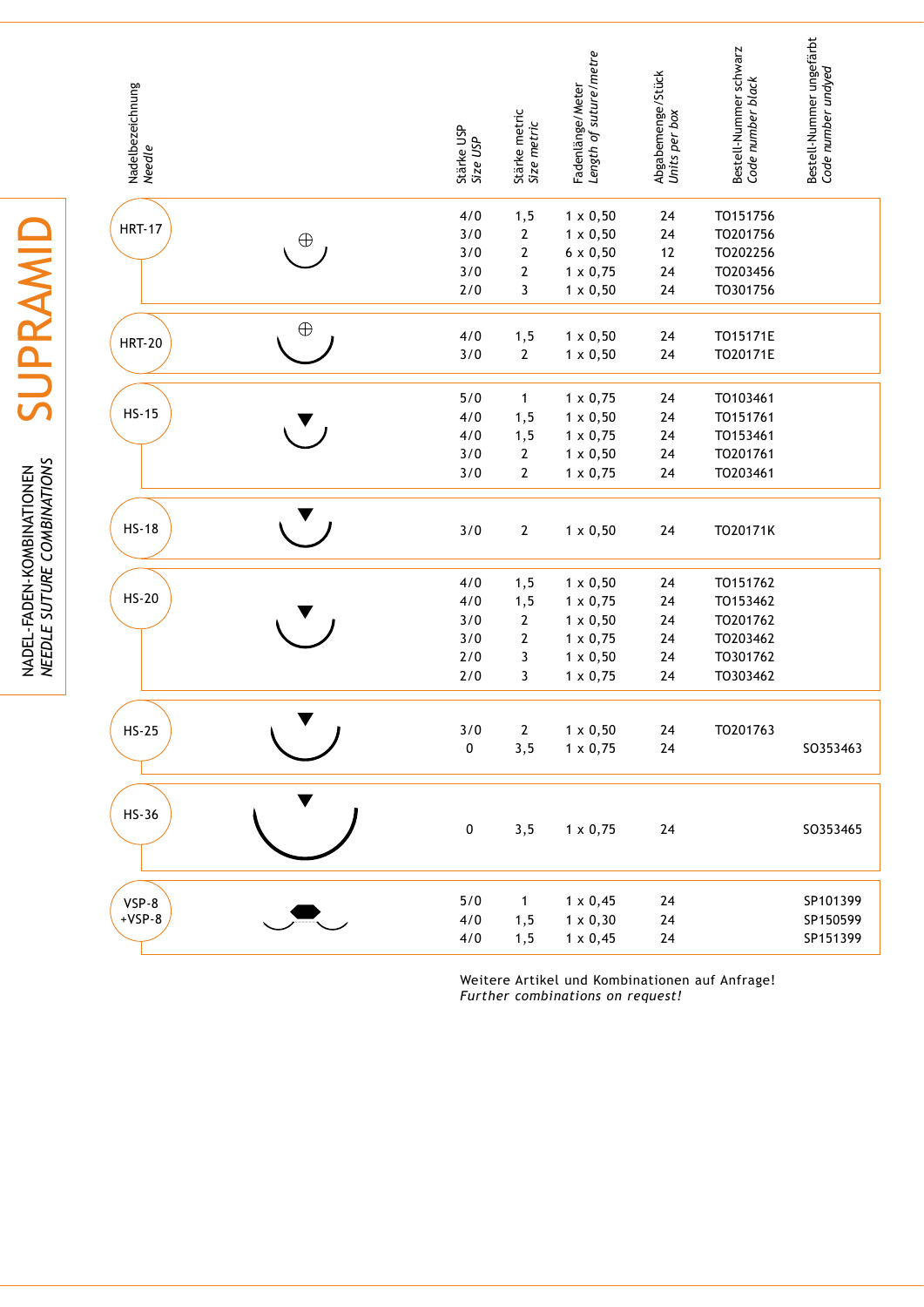# SUPRAMID

NADEL-FADEN-KOMBINATIONEN
*NEEDLE SUTURE COMBINATIONS*

| Nadelbezeichnung *Needle* | Stärke USP *Size USP* | Stärke metric *Size metric* | Fadenlänge/Meter *Length of suture/metre* | Abgabemenge/Stück *Units per box* | Bestell-Nummer schwarz *Code number black* | Bestell-Nummer ungefärbt *Code number undyed* |
|---|---|---|---|---|---|---|
| HRT-17 | 4/0 | 1,5 | 1 x 0,50 | 24 | TO151756 | |
| | 3/0 | 2 | 1 x 0,50 | 24 | TO201756 | |
| | 3/0 | 2 | 6 x 0,50 | 12 | TO202256 | |
| | 3/0 | 2 | 1 x 0,75 | 24 | TO203456 | |
| | 2/0 | 3 | 1 x 0,50 | 24 | TO301756 | |
| HRT-20 | 4/0 | 1,5 | 1 x 0,50 | 24 | TO15171E | |
| | 3/0 | 2 | 1 x 0,50 | 24 | TO20171E | |
| HS-15 | 5/0 | 1 | 1 x 0,75 | 24 | TO103461 | |
| | 4/0 | 1,5 | 1 x 0,50 | 24 | TO151761 | |
| | 4/0 | 1,5 | 1 x 0,75 | 24 | TO153461 | |
| | 3/0 | 2 | 1 x 0,50 | 24 | TO201761 | |
| | 3/0 | 2 | 1 x 0,75 | 24 | TO203461 | |
| HS-18 | 3/0 | 2 | 1 x 0,50 | 24 | TO20171K | |
| HS-20 | 4/0 | 1,5 | 1 x 0,50 | 24 | TO151762 | |
| | 4/0 | 1,5 | 1 x 0,75 | 24 | TO153462 | |
| | 3/0 | 2 | 1 x 0,50 | 24 | TO201762 | |
| | 3/0 | 2 | 1 x 0,75 | 24 | TO203462 | |
| | 2/0 | 3 | 1 x 0,50 | 24 | TO301762 | |
| | 2/0 | 3 | 1 x 0,75 | 24 | TO303462 | |
| HS-25 | 3/0 | 2 | 1 x 0,50 | 24 | TO201763 | |
| | 0 | 3,5 | 1 x 0,75 | 24 | | SO353463 |
| HS-36 | 0 | 3,5 | 1 x 0,75 | 24 | | SO353465 |
| VSP-8 +VSP-8 | 5/0 | 1 | 1 x 0,45 | 24 | | SP101399 |
| | 4/0 | 1,5 | 1 x 0,30 | 24 | | SP150599 |
| | 4/0 | 1,5 | 1 x 0,45 | 24 | | SP151399 |

Weitere Artikel und Kombinationen auf Anfrage!
*Further combinations on request!*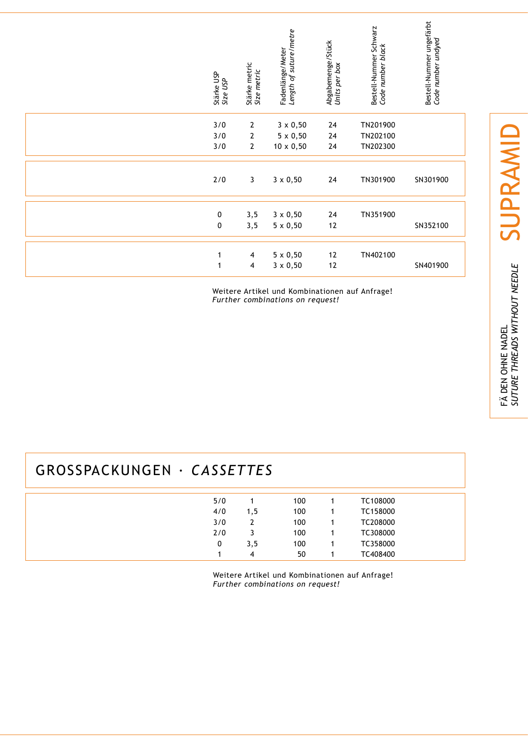| Stärke USP *Size USP* | Stärke metric *Size metric* | Fadenlänge/Meter *Length of suture/metre* | Abgabemenge/Stück *Units per box* | Bestell-Nummer Schwarz *Code number black* | Bestell-Nummer ungefärbt *Code number undyed* |
|---|---|---|---|---|---|
| 3/0 | 2 | 3 x 0,50 | 24 | TN201900 | |
| 3/0 | 2 | 5 x 0,50 | 24 | TN202100 | |
| 3/0 | 2 | 10 x 0,50 | 24 | TN202300 | |
| 2/0 | 3 | 3 x 0,50 | 24 | TN301900 | SN301900 |
| 0 | 3,5 | 3 x 0,50 | 24 | TN351900 | |
| 0 | 3,5 | 5 x 0,50 | 12 | | SN352100 |
| 1 | 4 | 5 x 0,50 | 12 | TN402100 | |
| 1 | 4 | 3 x 0,50 | 12 | | SN401900 |

Weitere Artikel und Kombinationen auf Anfrage!
*Further combinations on request!*

SUPRAMID

FÄDEN OHNE NADEL
*SUTURE THREADS WITHOUT NEEDLE*

## GROSSPACKUNGEN · *CASSETTES*

| | | | | |
|---|---|---|---|---|
| 5/0 | 1 | 100 | 1 | TC108000 |
| 4/0 | 1,5 | 100 | 1 | TC158000 |
| 3/0 | 2 | 100 | 1 | TC208000 |
| 2/0 | 3 | 100 | 1 | TC308000 |
| 0 | 3,5 | 100 | 1 | TC358000 |
| 1 | 4 | 50 | 1 | TC408400 |

Weitere Artikel und Kombinationen auf Anfrage!
*Further combinations on request!*